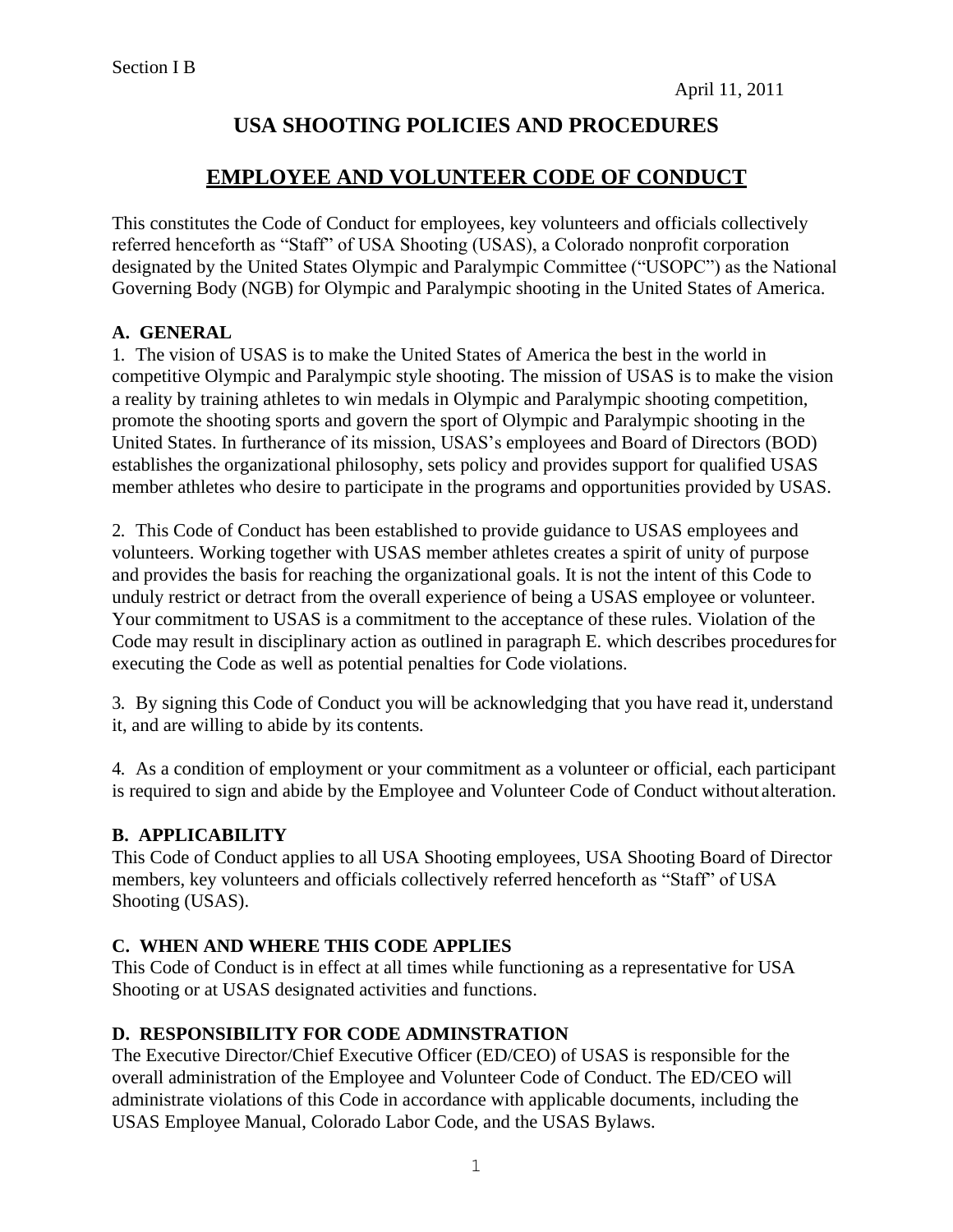Section I B

April 11, 2011

# USA SHOOTING POLICIES AND PROCEDURES

## EMPLOYEE AND VOLUNTEER CODE OF CONDUCT

This constitutes the Code of Conduct for employees, key volunteers and officials collectively referred henceforth as "Staff" of USA Shooting (USAS), a Colorado nonprofit corporation designated by the United States Olympic and Paralympic Committee ("USOPC") as the National Governing Body (NGB) for Olympic and Paralympic shooting in the United States of America.

### A. GENERAL

1. The vision of USAS is to make the United States of America the best in the world in competitive Olympic and Paralympic style shooting. The mission of USAS is to make the vision a reality by training athletes to win medals in Olympic and Paralympic shooting competition, promote the shooting sports and govern the sport of Olympic and Paralympic shooting in the United States. In furtherance of its mission, USAS's employees and Board of Directors (BOD) establishes the organizational philosophy, sets policy and provides support for qualified USAS member athletes who desire to participate in the programs and opportunities provided by USAS.

2. This Code of Conduct has been established to provide guidance to USAS employees and volunteers. Working together with USAS member athletes creates a spirit of unity of purpose and provides the basis for reaching the organizational goals. It is not the intent of this Code to unduly restrict or detract from the overall experience of being a USAS employee or volunteer. Your commitment to USAS is a commitment to the acceptance of these rules. Violation of the Code may result in disciplinary action as outlined in paragraph E. which describes procedures for executing the Code as well as potential penalties for Code violations.

3. By signing this Code of Conduct you will be acknowledging that you have read it, understand it, and are willing to abide by its contents.

4. As a condition of employment or your commitment as a volunteer or official, each participant is required to sign and abide by the Employee and Volunteer Code of Conduct without alteration.

### B. APPLICABILITY

This Code of Conduct applies to all USA Shooting employees, USA Shooting Board of Director members, key volunteers and officials collectively referred henceforth as "Staff" of USA Shooting (USAS).

### C. WHEN AND WHERE THIS CODE APPLIES

This Code of Conduct is in effect at all times while functioning as a representative for USA Shooting or at USAS designated activities and functions.

### D. RESPONSIBILITY FOR CODE ADMINSTRATION

The Executive Director/Chief Executive Officer (ED/CEO) of USAS is responsible for the overall administration of the Employee and Volunteer Code of Conduct. The ED/CEO will administrate violations of this Code in accordance with applicable documents, including the USAS Employee Manual, Colorado Labor Code, and the USAS Bylaws.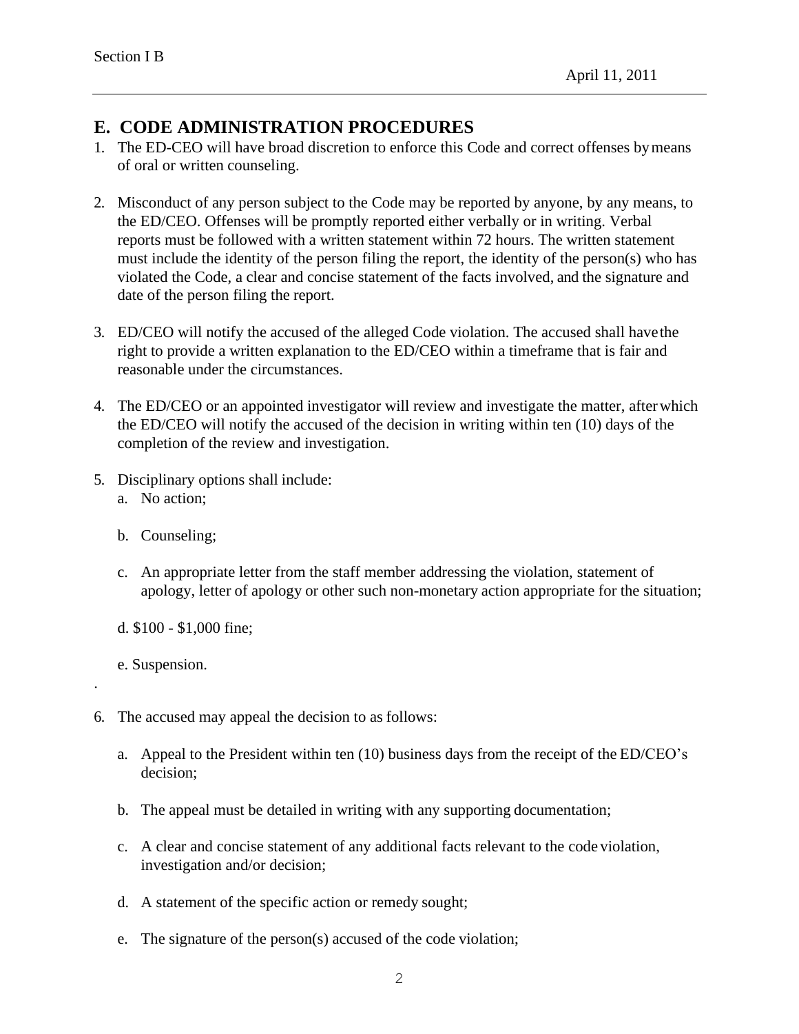## E. CODE ADMINISTRATION PROCEDURES

1. The ED-CEO will have broad discretion to enforce this Code and correct offenses by means of oral or written counseling.

2. Misconduct of any person subject to the Code may be reported by anyone, by any means, to the ED/CEO. Offenses will be promptly reported either verbally or in writing. Verbal reports must be followed with a written statement within 72 hours. The written statement must include the identity of the person filing the report, the identity of the person(s) who has violated the Code, a clear and concise statement of the facts involved, and the signature and date of the person filing the report.

3. ED/CEO will notify the accused of the alleged Code violation. The accused shall have the right to provide a written explanation to the ED/CEO within a timeframe that is fair and reasonable under the circumstances.

4. The ED/CEO or an appointed investigator will review and investigate the matter, after which the ED/CEO will notify the accused of the decision in writing within ten (10) days of the completion of the review and investigation.

5. Disciplinary options shall include:
   a. No action;

   b. Counseling;

   c. An appropriate letter from the staff member addressing the violation, statement of apology, letter of apology or other such non-monetary action appropriate for the situation;

   d. $100 - $1,000 fine;

   e. Suspension.

.

6. The accused may appeal the decision to as follows:

   a. Appeal to the President within ten (10) business days from the receipt of the ED/CEO's decision;

   b. The appeal must be detailed in writing with any supporting documentation;

   c. A clear and concise statement of any additional facts relevant to the code violation, investigation and/or decision;

   d. A statement of the specific action or remedy sought;

   e. The signature of the person(s) accused of the code violation;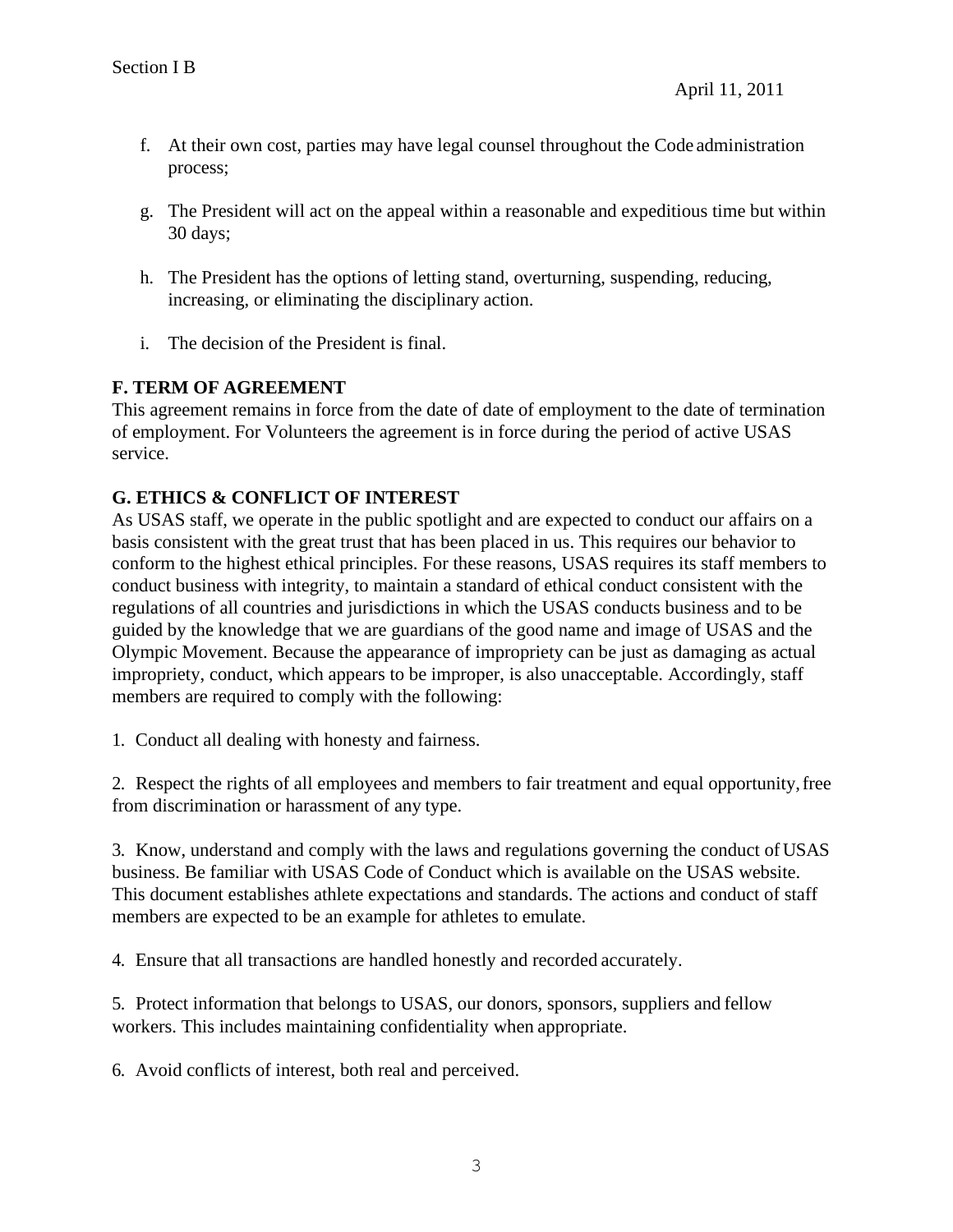f. At their own cost, parties may have legal counsel throughout the Code administration process;

g. The President will act on the appeal within a reasonable and expeditious time but within 30 days;

h. The President has the options of letting stand, overturning, suspending, reducing, increasing, or eliminating the disciplinary action.

i. The decision of the President is final.

**F. TERM OF AGREEMENT**

This agreement remains in force from the date of date of employment to the date of termination of employment. For Volunteers the agreement is in force during the period of active USAS service.

**G. ETHICS & CONFLICT OF INTEREST**

As USAS staff, we operate in the public spotlight and are expected to conduct our affairs on a basis consistent with the great trust that has been placed in us. This requires our behavior to conform to the highest ethical principles. For these reasons, USAS requires its staff members to conduct business with integrity, to maintain a standard of ethical conduct consistent with the regulations of all countries and jurisdictions in which the USAS conducts business and to be guided by the knowledge that we are guardians of the good name and image of USAS and the Olympic Movement. Because the appearance of impropriety can be just as damaging as actual impropriety, conduct, which appears to be improper, is also unacceptable. Accordingly, staff members are required to comply with the following:

1. Conduct all dealing with honesty and fairness.

2. Respect the rights of all employees and members to fair treatment and equal opportunity, free from discrimination or harassment of any type.

3. Know, understand and comply with the laws and regulations governing the conduct of USAS business. Be familiar with USAS Code of Conduct which is available on the USAS website. This document establishes athlete expectations and standards. The actions and conduct of staff members are expected to be an example for athletes to emulate.

4. Ensure that all transactions are handled honestly and recorded accurately.

5. Protect information that belongs to USAS, our donors, sponsors, suppliers and fellow workers. This includes maintaining confidentiality when appropriate.

6. Avoid conflicts of interest, both real and perceived.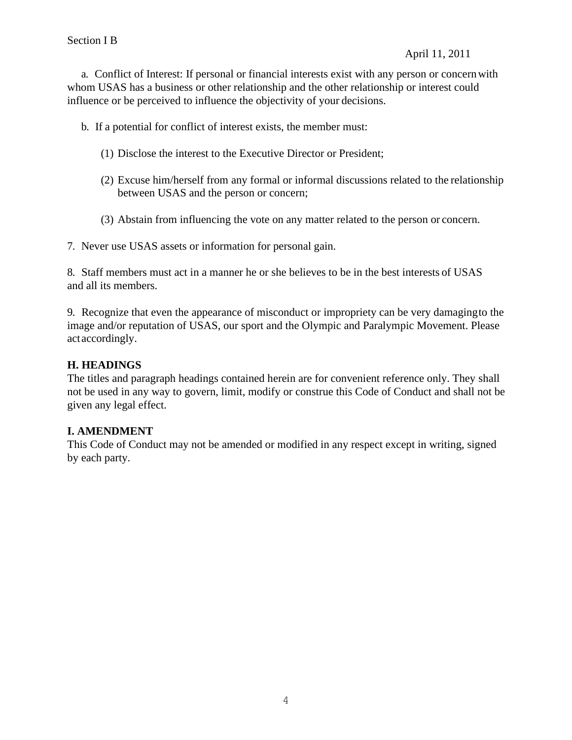Section I B

April 11, 2011

a. Conflict of Interest: If personal or financial interests exist with any person or concern with whom USAS has a business or other relationship and the other relationship or interest could influence or be perceived to influence the objectivity of your decisions.

b. If a potential for conflict of interest exists, the member must:

(1) Disclose the interest to the Executive Director or President;

(2) Excuse him/herself from any formal or informal discussions related to the relationship between USAS and the person or concern;

(3) Abstain from influencing the vote on any matter related to the person or concern.

7. Never use USAS assets or information for personal gain.

8. Staff members must act in a manner he or she believes to be in the best interests of USAS and all its members.

9. Recognize that even the appearance of misconduct or impropriety can be very damaging to the image and/or reputation of USAS, our sport and the Olympic and Paralympic Movement. Please act accordingly.

**H. HEADINGS**

The titles and paragraph headings contained herein are for convenient reference only. They shall not be used in any way to govern, limit, modify or construe this Code of Conduct and shall not be given any legal effect.

**I. AMENDMENT**

This Code of Conduct may not be amended or modified in any respect except in writing, signed by each party.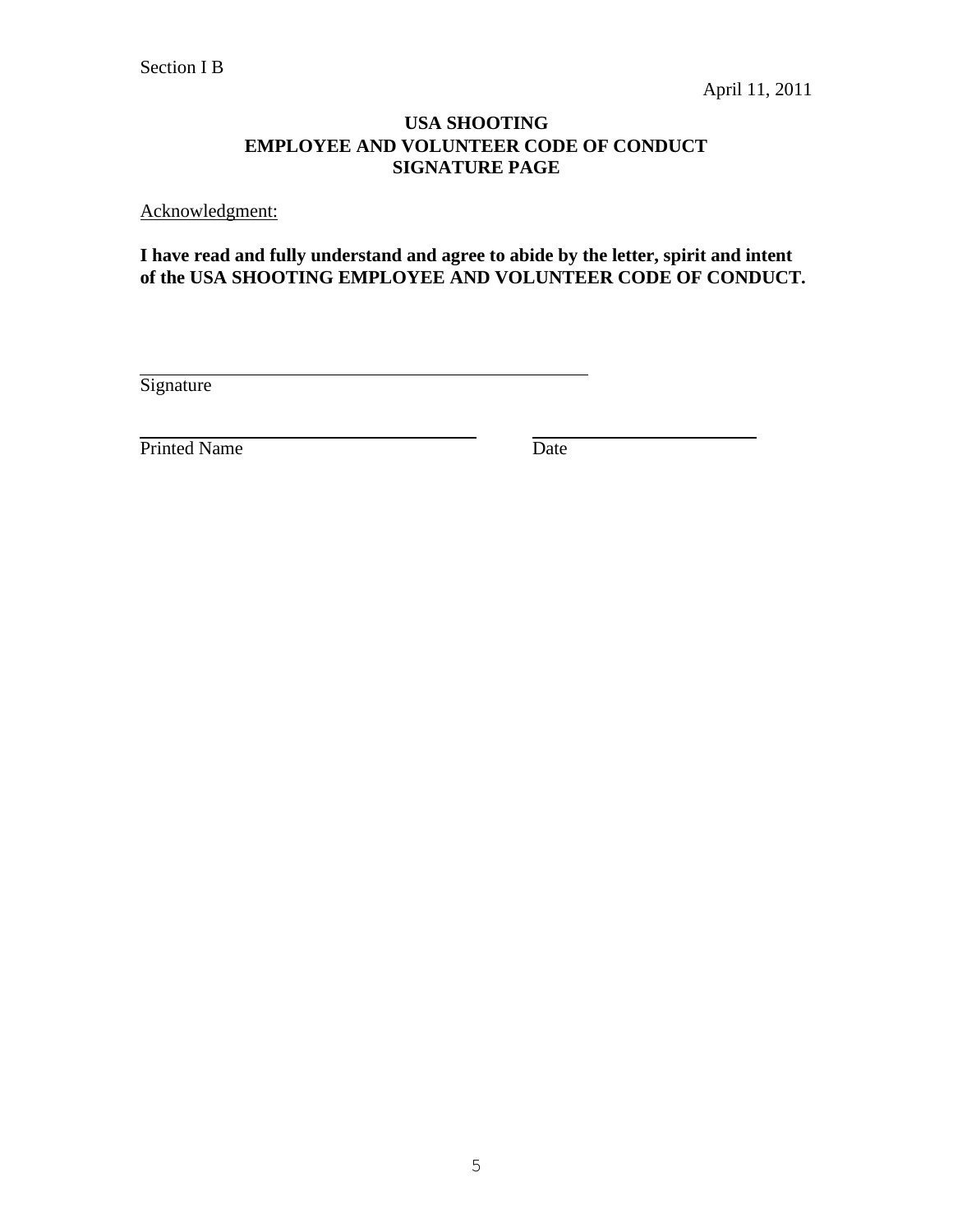Section I B

April 11, 2011

# USA SHOOTING
## EMPLOYEE AND VOLUNTEER CODE OF CONDUCT
## SIGNATURE PAGE

Acknowledgment:

**I have read and fully understand and agree to abide by the letter, spirit and intent of the USA SHOOTING EMPLOYEE AND VOLUNTEER CODE OF CONDUCT.**

\_\_\_\_\_\_\_\_\_\_\_\_\_\_\_\_\_\_\_\_\_\_\_\_\_\_\_\_\_\_\_\_\_\_\_\_\_\_\_\_
Signature

\_\_\_\_\_\_\_\_\_\_\_\_\_\_\_\_\_\_\_\_\_\_\_\_\_\_\_\_\_\_ \_\_\_\_\_\_\_\_\_\_\_\_\_\_\_\_\_\_\_\_
Printed Name Date